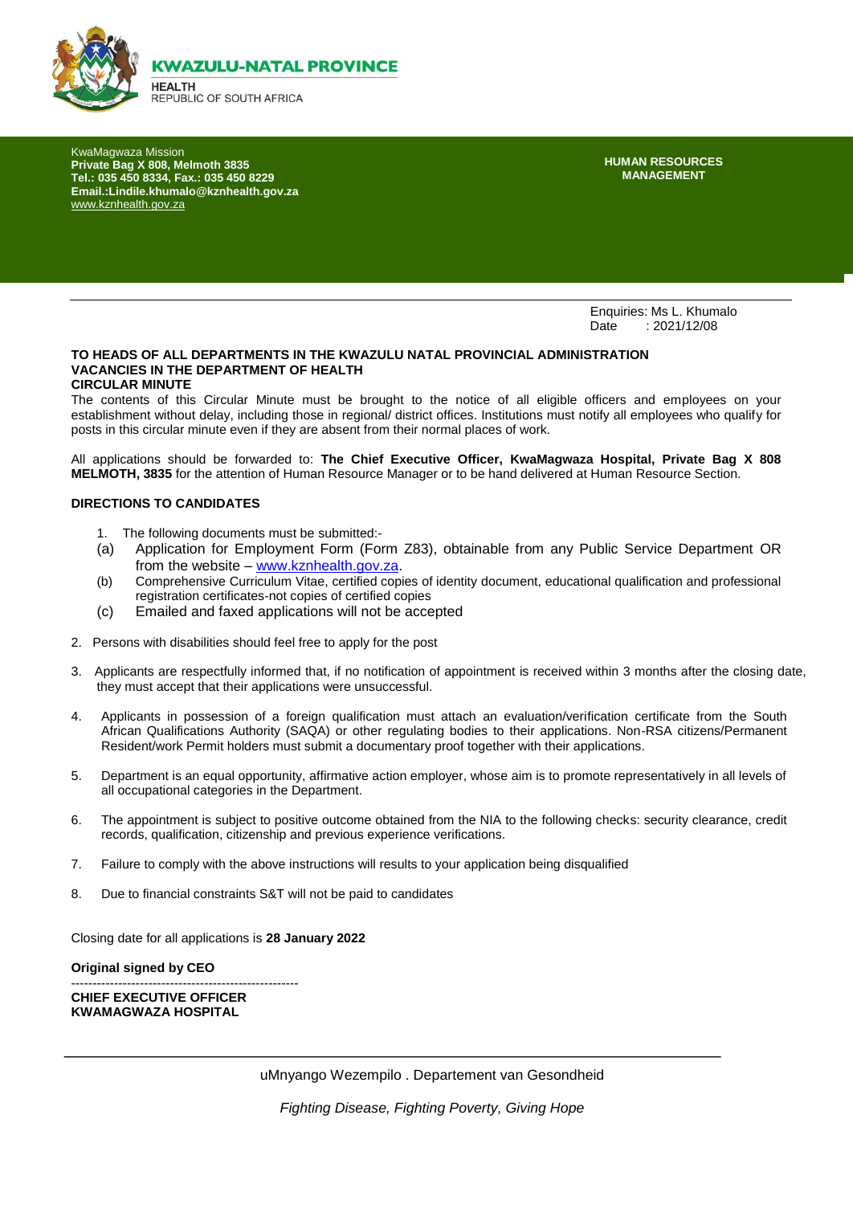**KWAZULU-NATAL PROVINCE**

**HEALTH**
REPUBLIC OF SOUTH AFRICA

KwaMagwaza Mission
**Private Bag X 808, Melmoth 3835**
**Tel.: 035 450 8334, Fax.: 035 450 8229**
**Email.:Lindile.khumalo@kznhealth.gov.za**
www.kznhealth.gov.za

**HUMAN RESOURCES MANAGEMENT**

Enquiries: Ms L. Khumalo
Date : 2021/12/08

**TO HEADS OF ALL DEPARTMENTS IN THE KWAZULU NATAL PROVINCIAL ADMINISTRATION**
**VACANCIES IN THE DEPARTMENT OF HEALTH**
**CIRCULAR MINUTE**

The contents of this Circular Minute must be brought to the notice of all eligible officers and employees on your establishment without delay, including those in regional/ district offices. Institutions must notify all employees who qualify for posts in this circular minute even if they are absent from their normal places of work.

All applications should be forwarded to: **The Chief Executive Officer, KwaMagwaza Hospital, Private Bag X 808 MELMOTH, 3835** for the attention of Human Resource Manager or to be hand delivered at Human Resource Section.

**DIRECTIONS TO CANDIDATES**

1. The following documents must be submitted:-
   - (a) Application for Employment Form (Form Z83), obtainable from any Public Service Department OR from the website – www.kznhealth.gov.za.
   - (b) Comprehensive Curriculum Vitae, certified copies of identity document, educational qualification and professional registration certificates-not copies of certified copies
   - (c) Emailed and faxed applications will not be accepted
2. Persons with disabilities should feel free to apply for the post
3. Applicants are respectfully informed that, if no notification of appointment is received within 3 months after the closing date, they must accept that their applications were unsuccessful.
4. Applicants in possession of a foreign qualification must attach an evaluation/verification certificate from the South African Qualifications Authority (SAQA) or other regulating bodies to their applications. Non-RSA citizens/Permanent Resident/work Permit holders must submit a documentary proof together with their applications.
5. Department is an equal opportunity, affirmative action employer, whose aim is to promote representatively in all levels of all occupational categories in the Department.
6. The appointment is subject to positive outcome obtained from the NIA to the following checks: security clearance, credit records, qualification, citizenship and previous experience verifications.
7. Failure to comply with the above instructions will results to your application being disqualified
8. Due to financial constraints S&T will not be paid to candidates

Closing date for all applications is **28 January 2022**

**Original signed by CEO**

-----------------------------------------------------
**CHIEF EXECUTIVE OFFICER**
**KWAMAGWAZA HOSPITAL**

uMnyango Wezempilo . Departement van Gesondheid

*Fighting Disease, Fighting Poverty, Giving Hope*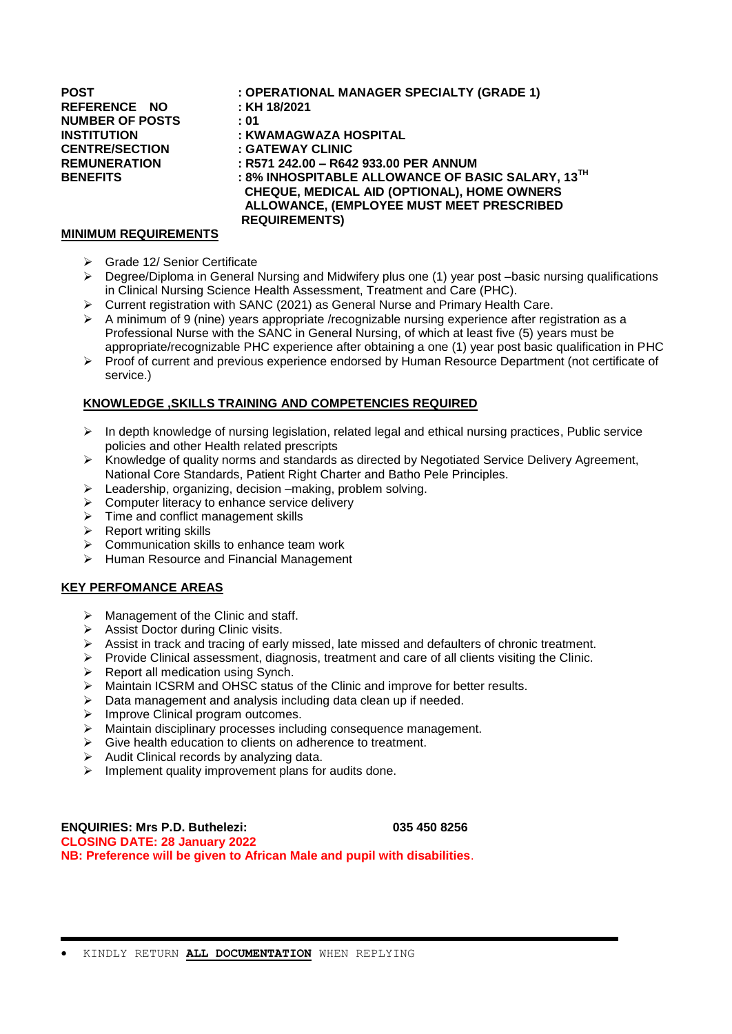| | |
|---|---|
| **POST** | **: OPERATIONAL MANAGER SPECIALTY (GRADE 1)** |
| **REFERENCE NO** | **: KH 18/2021** |
| **NUMBER OF POSTS** | **: 01** |
| **INSTITUTION** | **: KWAMAGWAZA HOSPITAL** |
| **CENTRE/SECTION** | **: GATEWAY CLINIC** |
| **REMUNERATION** | **: R571 242.00 – R642 933.00 PER ANNUM** |
| **BENEFITS** | **: 8% INHOSPITABLE ALLOWANCE OF BASIC SALARY, 13TH CHEQUE, MEDICAL AID (OPTIONAL), HOME OWNERS ALLOWANCE, (EMPLOYEE MUST MEET PRESCRIBED REQUIREMENTS)** |

**MINIMUM REQUIREMENTS**

- Grade 12/ Senior Certificate
- Degree/Diploma in General Nursing and Midwifery plus one (1) year post –basic nursing qualifications in Clinical Nursing Science Health Assessment, Treatment and Care (PHC).
- Current registration with SANC (2021) as General Nurse and Primary Health Care.
- A minimum of 9 (nine) years appropriate /recognizable nursing experience after registration as a Professional Nurse with the SANC in General Nursing, of which at least five (5) years must be appropriate/recognizable PHC experience after obtaining a one (1) year post basic qualification in PHC
- Proof of current and previous experience endorsed by Human Resource Department (not certificate of service.)

**KNOWLEDGE ,SKILLS TRAINING AND COMPETENCIES REQUIRED**

- In depth knowledge of nursing legislation, related legal and ethical nursing practices, Public service policies and other Health related prescripts
- Knowledge of quality norms and standards as directed by Negotiated Service Delivery Agreement, National Core Standards, Patient Right Charter and Batho Pele Principles.
- Leadership, organizing, decision –making, problem solving.
- Computer literacy to enhance service delivery
- Time and conflict management skills
- Report writing skills
- Communication skills to enhance team work
- Human Resource and Financial Management

**KEY PERFOMANCE AREAS**

- Management of the Clinic and staff.
- Assist Doctor during Clinic visits.
- Assist in track and tracing of early missed, late missed and defaulters of chronic treatment.
- Provide Clinical assessment, diagnosis, treatment and care of all clients visiting the Clinic.
- Report all medication using Synch.
- Maintain ICSRM and OHSC status of the Clinic and improve for better results.
- Data management and analysis including data clean up if needed.
- Improve Clinical program outcomes.
- Maintain disciplinary processes including consequence management.
- Give health education to clients on adherence to treatment.
- Audit Clinical records by analyzing data.
- Implement quality improvement plans for audits done.

**ENQUIRIES: Mrs P.D. Buthelezi: 035 450 8256**

**CLOSING DATE: 28 January 2022**

**NB: Preference will be given to African Male and pupil with disabilities**.

- KINDLY RETURN **ALL DOCUMENTATION** WHEN REPLYING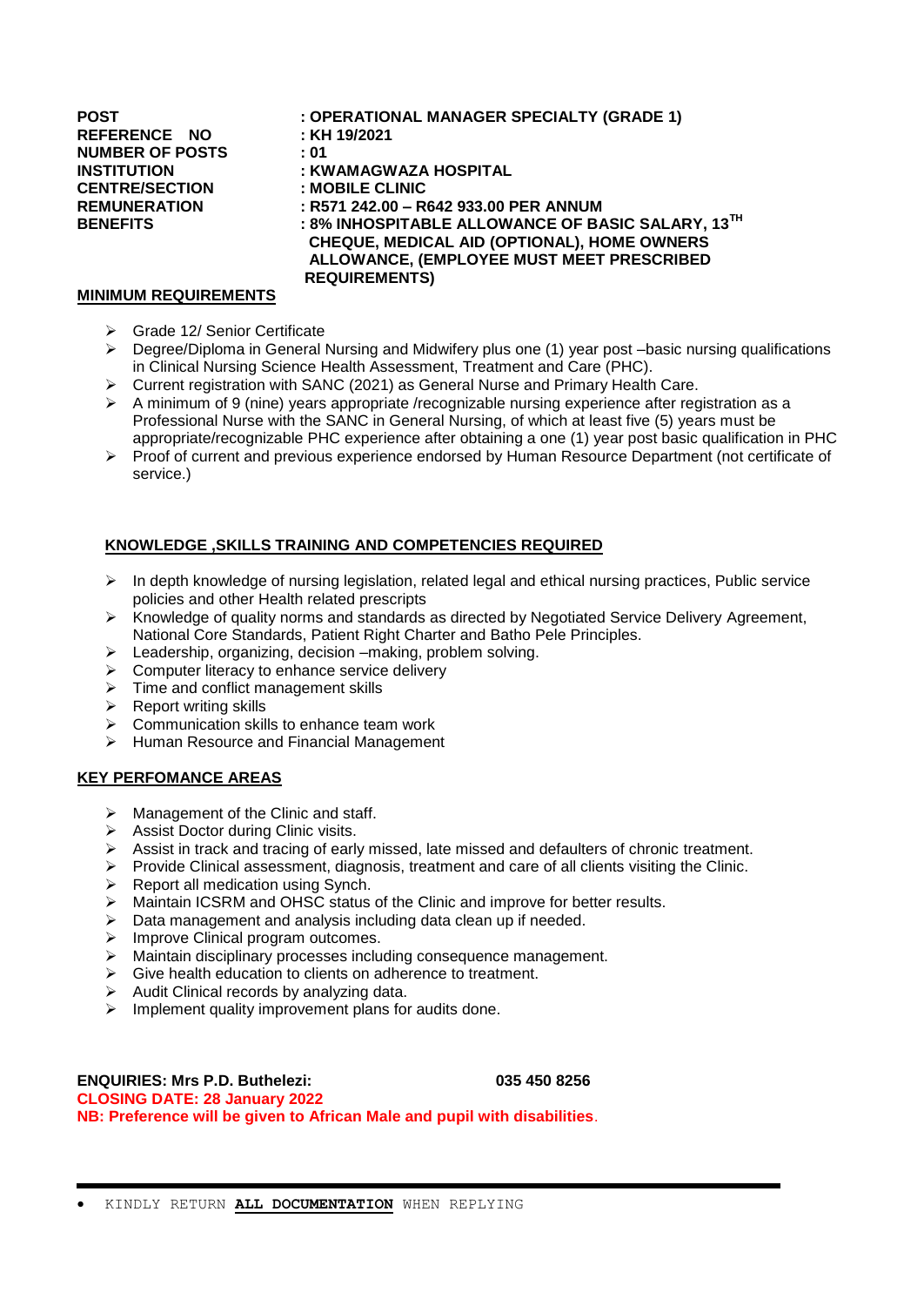| | |
|---|---|
| **POST** | **: OPERATIONAL MANAGER SPECIALTY (GRADE 1)** |
| **REFERENCE NO** | **: KH 19/2021** |
| **NUMBER OF POSTS** | **: 01** |
| **INSTITUTION** | **: KWAMAGWAZA HOSPITAL** |
| **CENTRE/SECTION** | **: MOBILE CLINIC** |
| **REMUNERATION** | **: R571 242.00 – R642 933.00 PER ANNUM** |
| **BENEFITS** | **: 8% INHOSPITABLE ALLOWANCE OF BASIC SALARY, 13TH CHEQUE, MEDICAL AID (OPTIONAL), HOME OWNERS ALLOWANCE, (EMPLOYEE MUST MEET PRESCRIBED REQUIREMENTS)** |

**MINIMUM REQUIREMENTS**

- Grade 12/ Senior Certificate
- Degree/Diploma in General Nursing and Midwifery plus one (1) year post –basic nursing qualifications in Clinical Nursing Science Health Assessment, Treatment and Care (PHC).
- Current registration with SANC (2021) as General Nurse and Primary Health Care.
- A minimum of 9 (nine) years appropriate /recognizable nursing experience after registration as a Professional Nurse with the SANC in General Nursing, of which at least five (5) years must be appropriate/recognizable PHC experience after obtaining a one (1) year post basic qualification in PHC
- Proof of current and previous experience endorsed by Human Resource Department (not certificate of service.)

**KNOWLEDGE ,SKILLS TRAINING AND COMPETENCIES REQUIRED**

- In depth knowledge of nursing legislation, related legal and ethical nursing practices, Public service policies and other Health related prescripts
- Knowledge of quality norms and standards as directed by Negotiated Service Delivery Agreement, National Core Standards, Patient Right Charter and Batho Pele Principles.
- Leadership, organizing, decision –making, problem solving.
- Computer literacy to enhance service delivery
- Time and conflict management skills
- Report writing skills
- Communication skills to enhance team work
- Human Resource and Financial Management

**KEY PERFOMANCE AREAS**

- Management of the Clinic and staff.
- Assist Doctor during Clinic visits.
- Assist in track and tracing of early missed, late missed and defaulters of chronic treatment.
- Provide Clinical assessment, diagnosis, treatment and care of all clients visiting the Clinic.
- Report all medication using Synch.
- Maintain ICSRM and OHSC status of the Clinic and improve for better results.
- Data management and analysis including data clean up if needed.
- Improve Clinical program outcomes.
- Maintain disciplinary processes including consequence management.
- Give health education to clients on adherence to treatment.
- Audit Clinical records by analyzing data.
- Implement quality improvement plans for audits done.

**ENQUIRIES: Mrs P.D. Buthelezi: 035 450 8256**
**CLOSING DATE: 28 January 2022**
**NB: Preference will be given to African Male and pupil with disabilities**.

---

- KINDLY RETURN **ALL DOCUMENTATION** WHEN REPLYING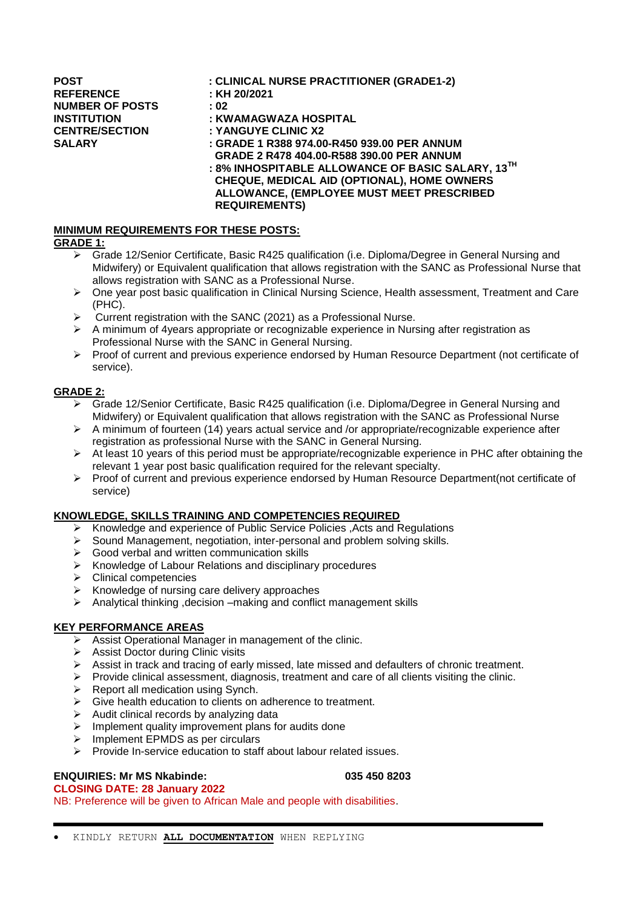**POST** : CLINICAL NURSE PRACTITIONER (GRADE1-2)
**REFERENCE** : KH 20/2021
**NUMBER OF POSTS** : 02
**INSTITUTION** : KWAMAGWAZA HOSPITAL
**CENTRE/SECTION** : YANGUYE CLINIC X2
**SALARY** : GRADE 1 R388 974.00-R450 939.00 PER ANNUM
GRADE 2 R478 404.00-R588 390.00 PER ANNUM
: 8% INHOSPITABLE ALLOWANCE OF BASIC SALARY, 13TH CHEQUE, MEDICAL AID (OPTIONAL), HOME OWNERS ALLOWANCE, (EMPLOYEE MUST MEET PRESCRIBED REQUIREMENTS)

**MINIMUM REQUIREMENTS FOR THESE POSTS:**

**GRADE 1:**

- Grade 12/Senior Certificate, Basic R425 qualification (i.e. Diploma/Degree in General Nursing and Midwifery) or Equivalent qualification that allows registration with the SANC as Professional Nurse that allows registration with SANC as a Professional Nurse.
- One year post basic qualification in Clinical Nursing Science, Health assessment, Treatment and Care (PHC).
- Current registration with the SANC (2021) as a Professional Nurse.
- A minimum of 4years appropriate or recognizable experience in Nursing after registration as Professional Nurse with the SANC in General Nursing.
- Proof of current and previous experience endorsed by Human Resource Department (not certificate of service).

**GRADE 2:**

- Grade 12/Senior Certificate, Basic R425 qualification (i.e. Diploma/Degree in General Nursing and Midwifery) or Equivalent qualification that allows registration with the SANC as Professional Nurse
- A minimum of fourteen (14) years actual service and /or appropriate/recognizable experience after registration as professional Nurse with the SANC in General Nursing.
- At least 10 years of this period must be appropriate/recognizable experience in PHC after obtaining the relevant 1 year post basic qualification required for the relevant specialty.
- Proof of current and previous experience endorsed by Human Resource Department(not certificate of service)

**KNOWLEDGE, SKILLS TRAINING AND COMPETENCIES REQUIRED**

- Knowledge and experience of Public Service Policies ,Acts and Regulations
- Sound Management, negotiation, inter-personal and problem solving skills.
- Good verbal and written communication skills
- Knowledge of Labour Relations and disciplinary procedures
- Clinical competencies
- Knowledge of nursing care delivery approaches
- Analytical thinking ,decision –making and conflict management skills

**KEY PERFORMANCE AREAS**

- Assist Operational Manager in management of the clinic.
- Assist Doctor during Clinic visits
- Assist in track and tracing of early missed, late missed and defaulters of chronic treatment.
- Provide clinical assessment, diagnosis, treatment and care of all clients visiting the clinic.
- Report all medication using Synch.
- Give health education to clients on adherence to treatment.
- Audit clinical records by analyzing data
- Implement quality improvement plans for audits done
- Implement EPMDS as per circulars
- Provide In-service education to staff about labour related issues.

**ENQUIRIES: Mr MS Nkabinde: 035 450 8203**

**CLOSING DATE: 28 January 2022**

NB: Preference will be given to African Male and people with disabilities.

- KINDLY RETURN **ALL DOCUMENTATION** WHEN REPLYING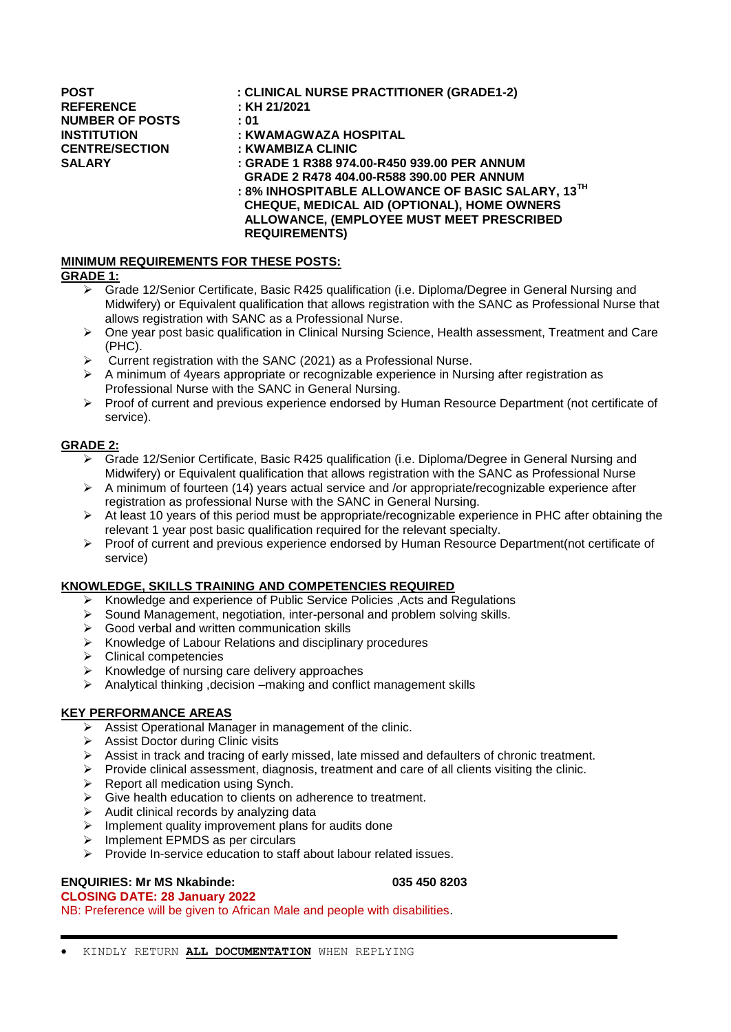| | |
|---|---|
| **POST** | **: CLINICAL NURSE PRACTITIONER (GRADE1-2)** |
| **REFERENCE** | **: KH 21/2021** |
| **NUMBER OF POSTS** | **: 01** |
| **INSTITUTION** | **: KWAMAGWAZA HOSPITAL** |
| **CENTRE/SECTION** | **: KWAMBIZA CLINIC** |
| **SALARY** | **: GRADE 1 R388 974.00-R450 939.00 PER ANNUM**<br>**GRADE 2 R478 404.00-R588 390.00 PER ANNUM**<br>**: 8% INHOSPITABLE ALLOWANCE OF BASIC SALARY, 13TH CHEQUE, MEDICAL AID (OPTIONAL), HOME OWNERS ALLOWANCE, (EMPLOYEE MUST MEET PRESCRIBED REQUIREMENTS)** |

**MINIMUM REQUIREMENTS FOR THESE POSTS:**

**GRADE 1:**

- Grade 12/Senior Certificate, Basic R425 qualification (i.e. Diploma/Degree in General Nursing and Midwifery) or Equivalent qualification that allows registration with the SANC as Professional Nurse that allows registration with SANC as a Professional Nurse.
- One year post basic qualification in Clinical Nursing Science, Health assessment, Treatment and Care (PHC).
- Current registration with the SANC (2021) as a Professional Nurse.
- A minimum of 4years appropriate or recognizable experience in Nursing after registration as Professional Nurse with the SANC in General Nursing.
- Proof of current and previous experience endorsed by Human Resource Department (not certificate of service).

**GRADE 2:**

- Grade 12/Senior Certificate, Basic R425 qualification (i.e. Diploma/Degree in General Nursing and Midwifery) or Equivalent qualification that allows registration with the SANC as Professional Nurse
- A minimum of fourteen (14) years actual service and /or appropriate/recognizable experience after registration as professional Nurse with the SANC in General Nursing.
- At least 10 years of this period must be appropriate/recognizable experience in PHC after obtaining the relevant 1 year post basic qualification required for the relevant specialty.
- Proof of current and previous experience endorsed by Human Resource Department(not certificate of service)

**KNOWLEDGE, SKILLS TRAINING AND COMPETENCIES REQUIRED**

- Knowledge and experience of Public Service Policies ,Acts and Regulations
- Sound Management, negotiation, inter-personal and problem solving skills.
- Good verbal and written communication skills
- Knowledge of Labour Relations and disciplinary procedures
- Clinical competencies
- Knowledge of nursing care delivery approaches
- Analytical thinking ,decision –making and conflict management skills

**KEY PERFORMANCE AREAS**

- Assist Operational Manager in management of the clinic.
- Assist Doctor during Clinic visits
- Assist in track and tracing of early missed, late missed and defaulters of chronic treatment.
- Provide clinical assessment, diagnosis, treatment and care of all clients visiting the clinic.
- Report all medication using Synch.
- Give health education to clients on adherence to treatment.
- Audit clinical records by analyzing data
- Implement quality improvement plans for audits done
- Implement EPMDS as per circulars
- Provide In-service education to staff about labour related issues.

**ENQUIRIES: Mr MS Nkabinde: 035 450 8203**

**CLOSING DATE: 28 January 2022**

NB: Preference will be given to African Male and people with disabilities.

- KINDLY RETURN **ALL DOCUMENTATION** WHEN REPLYING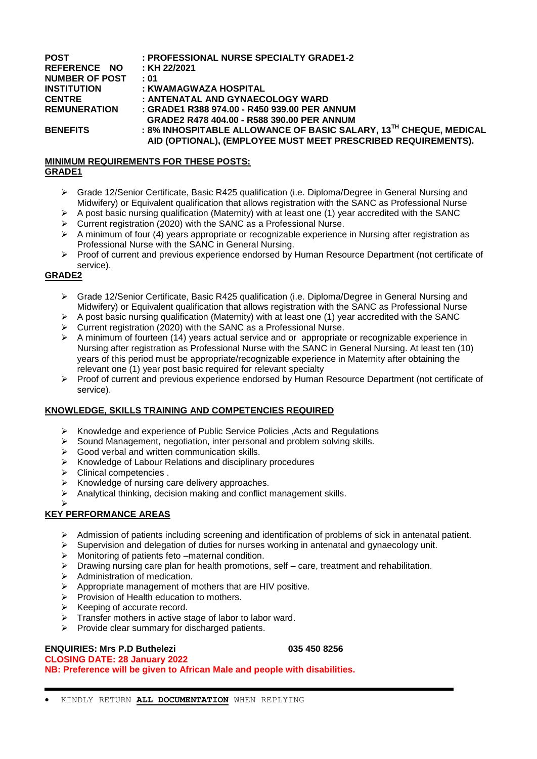**POST** : PROFESSIONAL NURSE SPECIALTY GRADE1-2
**REFERENCE NO** : KH 22/2021
**NUMBER OF POST** : 01
**INSTITUTION** : KWAMAGWAZA HOSPITAL
**CENTRE** : ANTENATAL AND GYNAECOLOGY WARD
**REMUNERATION** : GRADE1 R388 974.00 - R450 939.00 PER ANNUM
GRADE2 R478 404.00 - R588 390.00 PER ANNUM
**BENEFITS** : 8% INHOSPITABLE ALLOWANCE OF BASIC SALARY, 13TH CHEQUE, MEDICAL AID (OPTIONAL), (EMPLOYEE MUST MEET PRESCRIBED REQUIREMENTS).

**MINIMUM REQUIREMENTS FOR THESE POSTS:**
**GRADE1**

- Grade 12/Senior Certificate, Basic R425 qualification (i.e. Diploma/Degree in General Nursing and Midwifery) or Equivalent qualification that allows registration with the SANC as Professional Nurse
- A post basic nursing qualification (Maternity) with at least one (1) year accredited with the SANC
- Current registration (2020) with the SANC as a Professional Nurse.
- A minimum of four (4) years appropriate or recognizable experience in Nursing after registration as Professional Nurse with the SANC in General Nursing.
- Proof of current and previous experience endorsed by Human Resource Department (not certificate of service).

**GRADE2**

- Grade 12/Senior Certificate, Basic R425 qualification (i.e. Diploma/Degree in General Nursing and Midwifery) or Equivalent qualification that allows registration with the SANC as Professional Nurse
- A post basic nursing qualification (Maternity) with at least one (1) year accredited with the SANC
- Current registration (2020) with the SANC as a Professional Nurse.
- A minimum of fourteen (14) years actual service and or appropriate or recognizable experience in Nursing after registration as Professional Nurse with the SANC in General Nursing. At least ten (10) years of this period must be appropriate/recognizable experience in Maternity after obtaining the relevant one (1) year post basic required for relevant specialty
- Proof of current and previous experience endorsed by Human Resource Department (not certificate of service).

**KNOWLEDGE, SKILLS TRAINING AND COMPETENCIES REQUIRED**

- Knowledge and experience of Public Service Policies ,Acts and Regulations
- Sound Management, negotiation, inter personal and problem solving skills.
- Good verbal and written communication skills.
- Knowledge of Labour Relations and disciplinary procedures
- Clinical competencies .
- Knowledge of nursing care delivery approaches.
- Analytical thinking, decision making and conflict management skills.

**KEY PERFORMANCE AREAS**

- Admission of patients including screening and identification of problems of sick in antenatal patient.
- Supervision and delegation of duties for nurses working in antenatal and gynaecology unit.
- Monitoring of patients feto –maternal condition.
- Drawing nursing care plan for health promotions, self – care, treatment and rehabilitation.
- Administration of medication.
- Appropriate management of mothers that are HIV positive.
- Provision of Health education to mothers.
- Keeping of accurate record.
- Transfer mothers in active stage of labor to labor ward.
- Provide clear summary for discharged patients.

**ENQUIRIES: Mrs P.D Buthelezi** **035 450 8256**
**CLOSING DATE: 28 January 2022**
**NB: Preference will be given to African Male and people with disabilities.**

- KINDLY RETURN **ALL DOCUMENTATION** WHEN REPLYING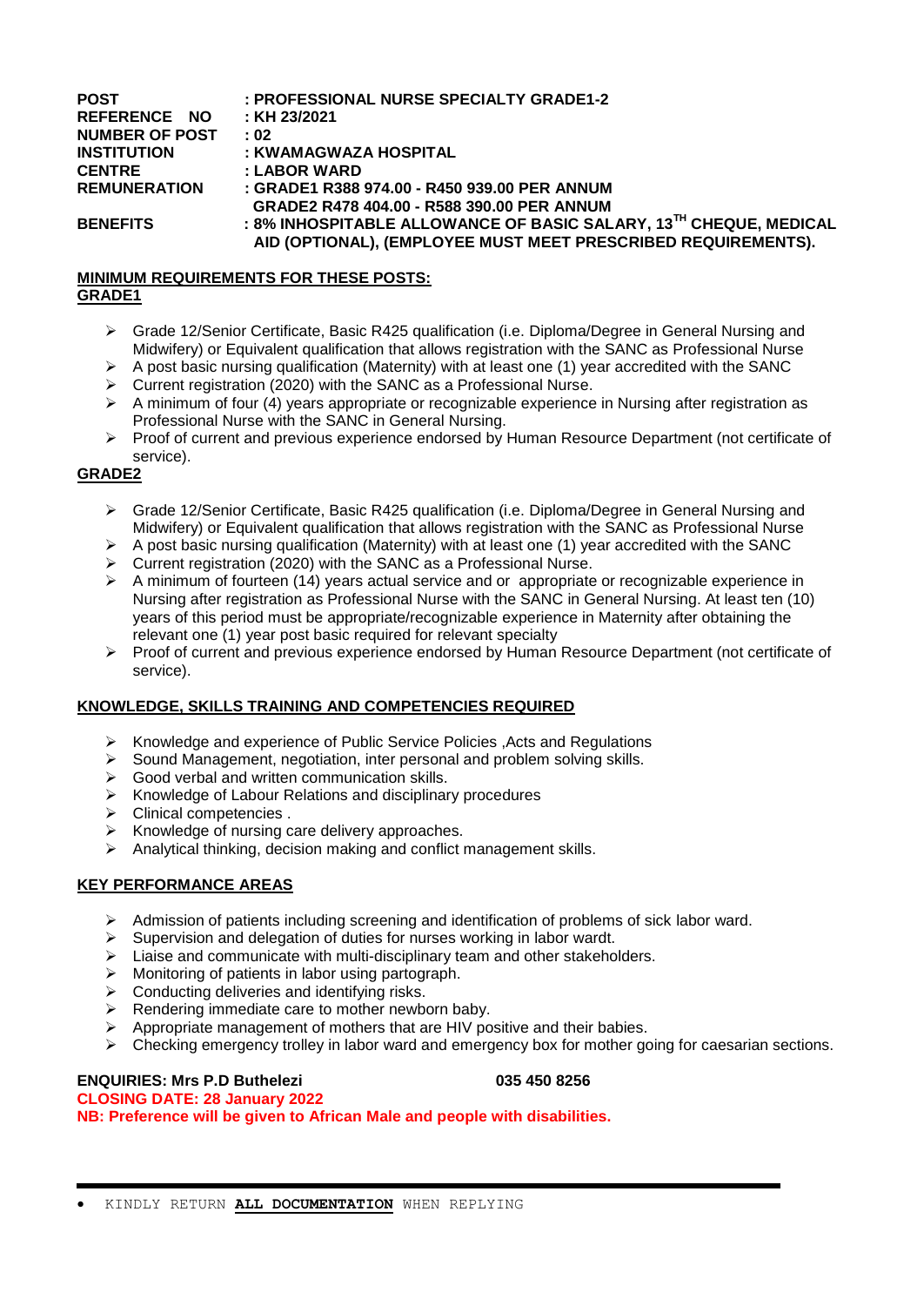**POST** : PROFESSIONAL NURSE SPECIALTY GRADE1-2
**REFERENCE NO** : KH 23/2021
**NUMBER OF POST** : 02
**INSTITUTION** : KWAMAGWAZA HOSPITAL
**CENTRE** : LABOR WARD
**REMUNERATION** : GRADE1 R388 974.00 - R450 939.00 PER ANNUM
GRADE2 R478 404.00 - R588 390.00 PER ANNUM
**BENEFITS** : 8% INHOSPITABLE ALLOWANCE OF BASIC SALARY, 13TH CHEQUE, MEDICAL AID (OPTIONAL), (EMPLOYEE MUST MEET PRESCRIBED REQUIREMENTS).

**MINIMUM REQUIREMENTS FOR THESE POSTS:**

**GRADE1**

- Grade 12/Senior Certificate, Basic R425 qualification (i.e. Diploma/Degree in General Nursing and Midwifery) or Equivalent qualification that allows registration with the SANC as Professional Nurse
- A post basic nursing qualification (Maternity) with at least one (1) year accredited with the SANC
- Current registration (2020) with the SANC as a Professional Nurse.
- A minimum of four (4) years appropriate or recognizable experience in Nursing after registration as Professional Nurse with the SANC in General Nursing.
- Proof of current and previous experience endorsed by Human Resource Department (not certificate of service).

**GRADE2**

- Grade 12/Senior Certificate, Basic R425 qualification (i.e. Diploma/Degree in General Nursing and Midwifery) or Equivalent qualification that allows registration with the SANC as Professional Nurse
- A post basic nursing qualification (Maternity) with at least one (1) year accredited with the SANC
- Current registration (2020) with the SANC as a Professional Nurse.
- A minimum of fourteen (14) years actual service and or appropriate or recognizable experience in Nursing after registration as Professional Nurse with the SANC in General Nursing. At least ten (10) years of this period must be appropriate/recognizable experience in Maternity after obtaining the relevant one (1) year post basic required for relevant specialty
- Proof of current and previous experience endorsed by Human Resource Department (not certificate of service).

**KNOWLEDGE, SKILLS TRAINING AND COMPETENCIES REQUIRED**

- Knowledge and experience of Public Service Policies ,Acts and Regulations
- Sound Management, negotiation, inter personal and problem solving skills.
- Good verbal and written communication skills.
- Knowledge of Labour Relations and disciplinary procedures
- Clinical competencies .
- Knowledge of nursing care delivery approaches.
- Analytical thinking, decision making and conflict management skills.

**KEY PERFORMANCE AREAS**

- Admission of patients including screening and identification of problems of sick labor ward.
- Supervision and delegation of duties for nurses working in labor wardt.
- Liaise and communicate with multi-disciplinary team and other stakeholders.
- Monitoring of patients in labor using partograph.
- Conducting deliveries and identifying risks.
- Rendering immediate care to mother newborn baby.
- Appropriate management of mothers that are HIV positive and their babies.
- Checking emergency trolley in labor ward and emergency box for mother going for caesarian sections.

**ENQUIRIES: Mrs P.D Buthelezi 035 450 8256**

**CLOSING DATE: 28 January 2022**

**NB: Preference will be given to African Male and people with disabilities.**

- KINDLY RETURN **ALL DOCUMENTATION** WHEN REPLYING